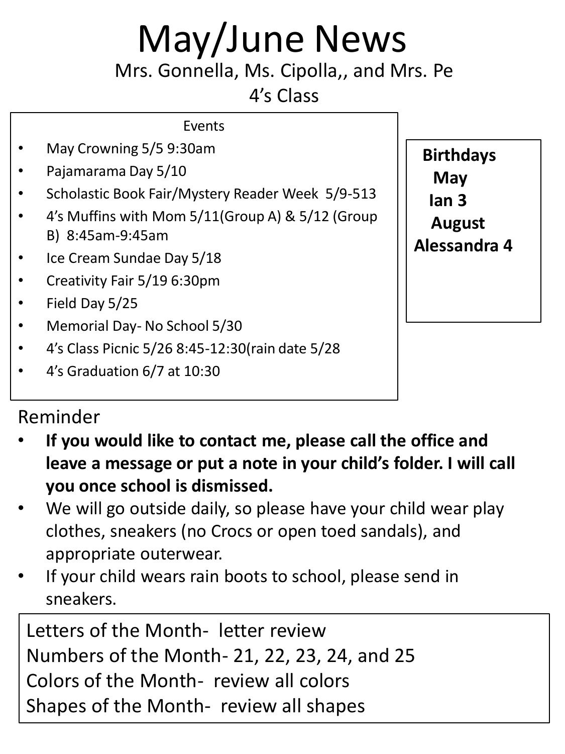# May/June News

Mrs. Gonnella, Ms. Cipolla,, and Mrs. Pe

4's Class

### Events

- May Crowning 5/5 9:30am
- Pajamarama Day 5/10
- Scholastic Book Fair/Mystery Reader Week 5/9-513
- 4's Muffins with Mom 5/11(Group A) & 5/12 (Group B) 8:45am-9:45am
- Ice Cream Sundae Day 5/18
- Creativity Fair 5/19 6:30pm
- Field Day 5/25
- Memorial Day- No School 5/30
- 4's Class Picnic 5/26 8:45-12:30(rain date 5/28
- 4's Graduation 6/7 at 10:30

**Birthdays**

**May**

**Ian 3**

**August**

**Alessandra 4**

## Reminder

- **If you would like to contact me, please call the office and leave a message or put a note in your child's folder. I will call you once school is dismissed.**
- We will go outside daily, so please have your child wear play clothes, sneakers (no Crocs or open toed sandals), and appropriate outerwear.
- If your child wears rain boots to school, please send in sneakers.

Letters of the Month- letter review

Numbers of the Month- 21, 22, 23, 24, and 25

Colors of the Month- review all colors

Shapes of the Month- review all shapes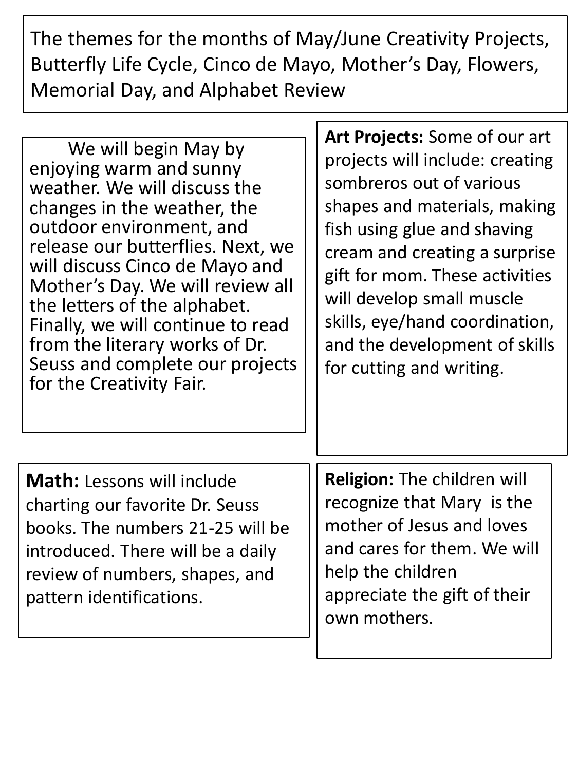The themes for the months of May/June Creativity Projects, Butterfly Life Cycle, Cinco de Mayo, Mother's Day, Flowers, Memorial Day, and Alphabet Review

We will begin May by enjoying warm and sunny weather. We will discuss the changes in the weather, the outdoor environment, and release our butterflies. Next, we will discuss Cinco de Mayo and Mother's Day. We will review all the letters of the alphabet. Finally, we will continue to read from the literary works of Dr. Seuss and complete our projects for the Creativity Fair.

**Art Projects:** Some of our art projects will include: creating sombreros out of various shapes and materials, making fish using glue and shaving cream and creating a surprise gift for mom. These activities will develop small muscle skills, eye/hand coordination, and the development of skills for cutting and writing.

**Math:** Lessons will include charting our favorite Dr. Seuss books. The numbers 21-25 will be introduced. There will be a daily review of numbers, shapes, and pattern identifications.

**Religion:** The children will recognize that Mary is the mother of Jesus and loves and cares for them. We will help the children appreciate the gift of their own mothers.